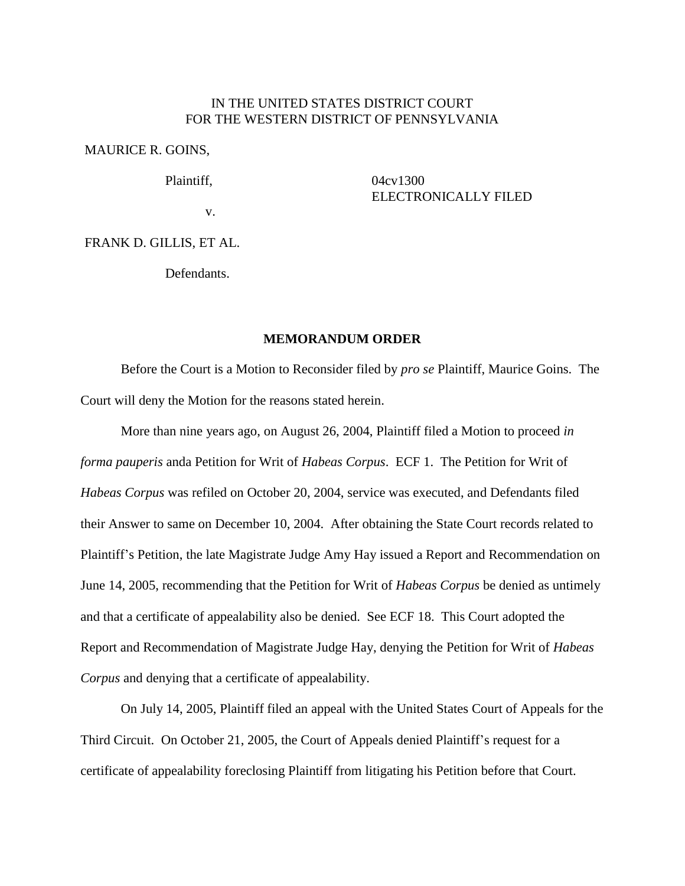IN THE UNITED STATES DISTRICT COURT
FOR THE WESTERN DISTRICT OF PENNSYLVANIA

MAURICE R. GOINS,

Plaintiff,

v.

04cv1300
ELECTRONICALLY FILED

FRANK D. GILLIS, ET AL.

Defendants.

**MEMORANDUM ORDER**

Before the Court is a Motion to Reconsider filed by *pro se* Plaintiff, Maurice Goins. The Court will deny the Motion for the reasons stated herein.

More than nine years ago, on August 26, 2004, Plaintiff filed a Motion to proceed *in forma pauperis* anda Petition for Writ of *Habeas Corpus*. ECF 1. The Petition for Writ of *Habeas Corpus* was refiled on October 20, 2004, service was executed, and Defendants filed their Answer to same on December 10, 2004. After obtaining the State Court records related to Plaintiff's Petition, the late Magistrate Judge Amy Hay issued a Report and Recommendation on June 14, 2005, recommending that the Petition for Writ of *Habeas Corpus* be denied as untimely and that a certificate of appealability also be denied. See ECF 18. This Court adopted the Report and Recommendation of Magistrate Judge Hay, denying the Petition for Writ of *Habeas Corpus* and denying that a certificate of appealability.

On July 14, 2005, Plaintiff filed an appeal with the United States Court of Appeals for the Third Circuit. On October 21, 2005, the Court of Appeals denied Plaintiff's request for a certificate of appealability foreclosing Plaintiff from litigating his Petition before that Court.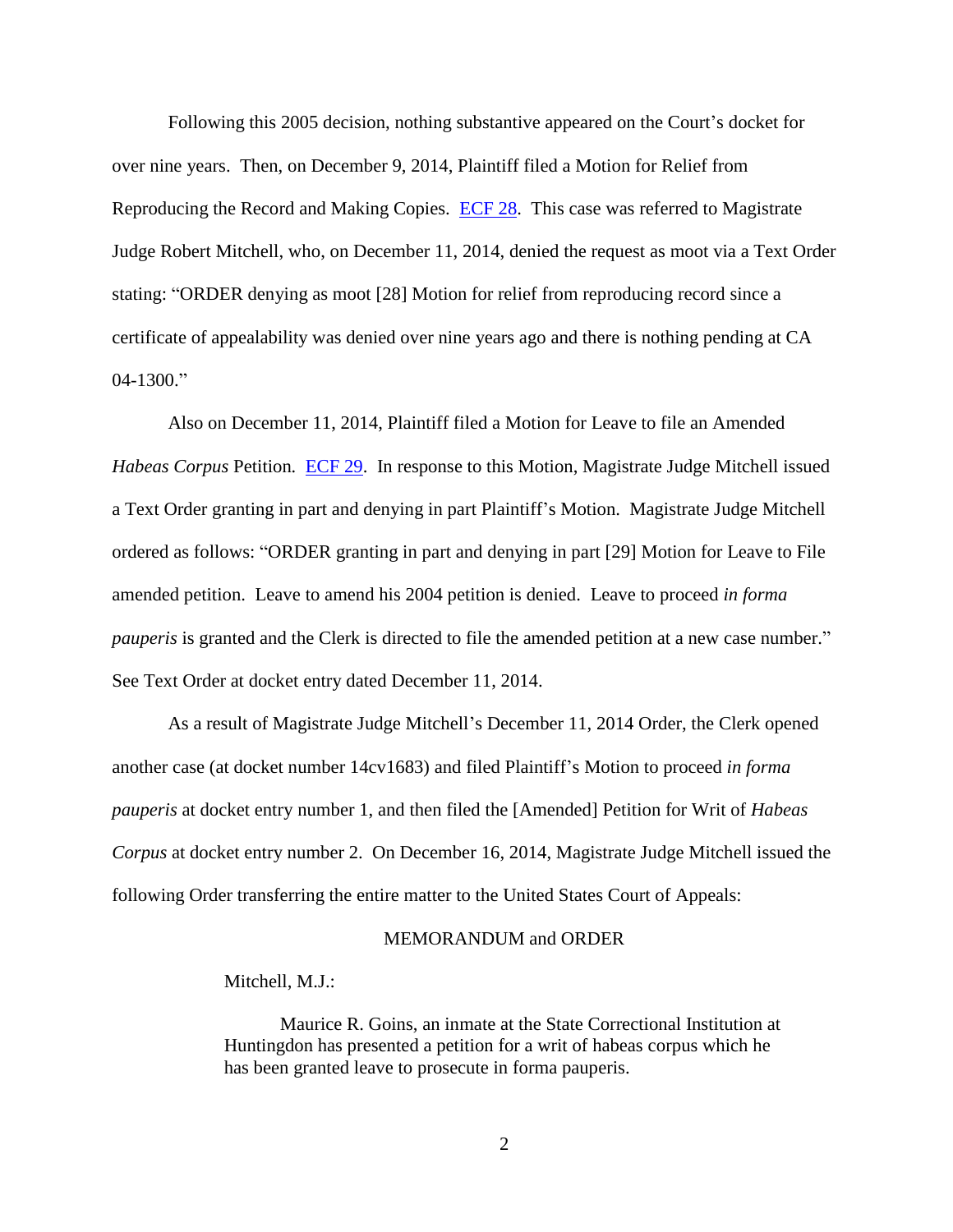Following this 2005 decision, nothing substantive appeared on the Court's docket for over nine years. Then, on December 9, 2014, Plaintiff filed a Motion for Relief from Reproducing the Record and Making Copies. ECF 28. This case was referred to Magistrate Judge Robert Mitchell, who, on December 11, 2014, denied the request as moot via a Text Order stating: "ORDER denying as moot [28] Motion for relief from reproducing record since a certificate of appealability was denied over nine years ago and there is nothing pending at CA 04-1300."

Also on December 11, 2014, Plaintiff filed a Motion for Leave to file an Amended *Habeas Corpus* Petition. ECF 29. In response to this Motion, Magistrate Judge Mitchell issued a Text Order granting in part and denying in part Plaintiff's Motion. Magistrate Judge Mitchell ordered as follows: "ORDER granting in part and denying in part [29] Motion for Leave to File amended petition. Leave to amend his 2004 petition is denied. Leave to proceed *in forma pauperis* is granted and the Clerk is directed to file the amended petition at a new case number." See Text Order at docket entry dated December 11, 2014.

As a result of Magistrate Judge Mitchell's December 11, 2014 Order, the Clerk opened another case (at docket number 14cv1683) and filed Plaintiff's Motion to proceed *in forma pauperis* at docket entry number 1, and then filed the [Amended] Petition for Writ of *Habeas Corpus* at docket entry number 2. On December 16, 2014, Magistrate Judge Mitchell issued the following Order transferring the entire matter to the United States Court of Appeals:

> MEMORANDUM and ORDER
>
> Mitchell, M.J.:
>
> Maurice R. Goins, an inmate at the State Correctional Institution at Huntingdon has presented a petition for a writ of habeas corpus which he has been granted leave to prosecute in forma pauperis.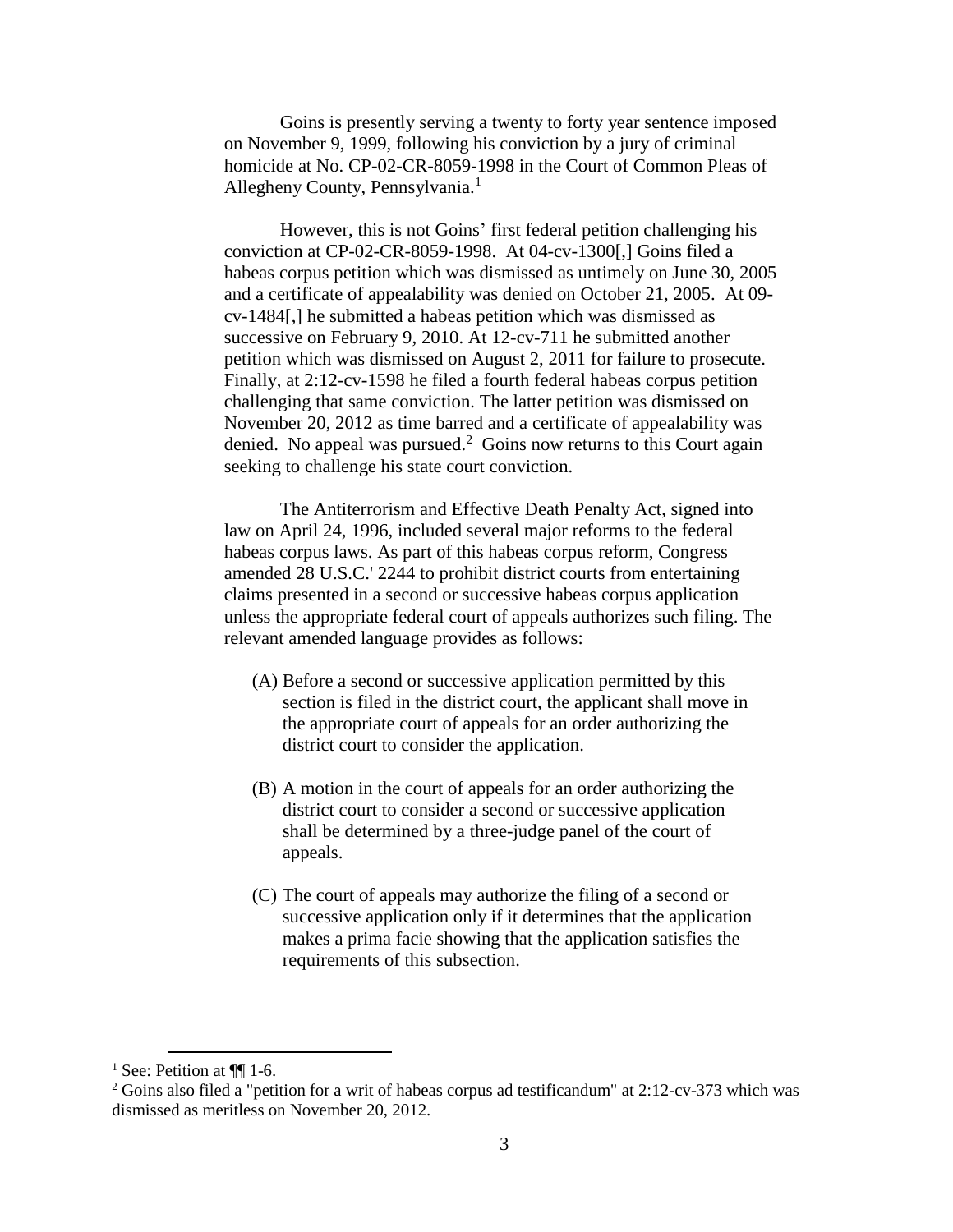Goins is presently serving a twenty to forty year sentence imposed on November 9, 1999, following his conviction by a jury of criminal homicide at No. CP-02-CR-8059-1998 in the Court of Common Pleas of Allegheny County, Pennsylvania.[1]

However, this is not Goins' first federal petition challenging his conviction at CP-02-CR-8059-1998. At 04-cv-1300[,] Goins filed a habeas corpus petition which was dismissed as untimely on June 30, 2005 and a certificate of appealability was denied on October 21, 2005. At 09-cv-1484[,] he submitted a habeas petition which was dismissed as successive on February 9, 2010. At 12-cv-711 he submitted another petition which was dismissed on August 2, 2011 for failure to prosecute. Finally, at 2:12-cv-1598 he filed a fourth federal habeas corpus petition challenging that same conviction. The latter petition was dismissed on November 20, 2012 as time barred and a certificate of appealability was denied. No appeal was pursued.[2] Goins now returns to this Court again seeking to challenge his state court conviction.

The Antiterrorism and Effective Death Penalty Act, signed into law on April 24, 1996, included several major reforms to the federal habeas corpus laws. As part of this habeas corpus reform, Congress amended 28 U.S.C.' 2244 to prohibit district courts from entertaining claims presented in a second or successive habeas corpus application unless the appropriate federal court of appeals authorizes such filing. The relevant amended language provides as follows:

> (A) Before a second or successive application permitted by this section is filed in the district court, the applicant shall move in the appropriate court of appeals for an order authorizing the district court to consider the application.
>
> (B) A motion in the court of appeals for an order authorizing the district court to consider a second or successive application shall be determined by a three-judge panel of the court of appeals.
>
> (C) The court of appeals may authorize the filing of a second or successive application only if it determines that the application makes a prima facie showing that the application satisfies the requirements of this subsection.

---

[1] See: Petition at ¶¶ 1-6.

[2] Goins also filed a "petition for a writ of habeas corpus ad testificandum" at 2:12-cv-373 which was dismissed as meritless on November 20, 2012.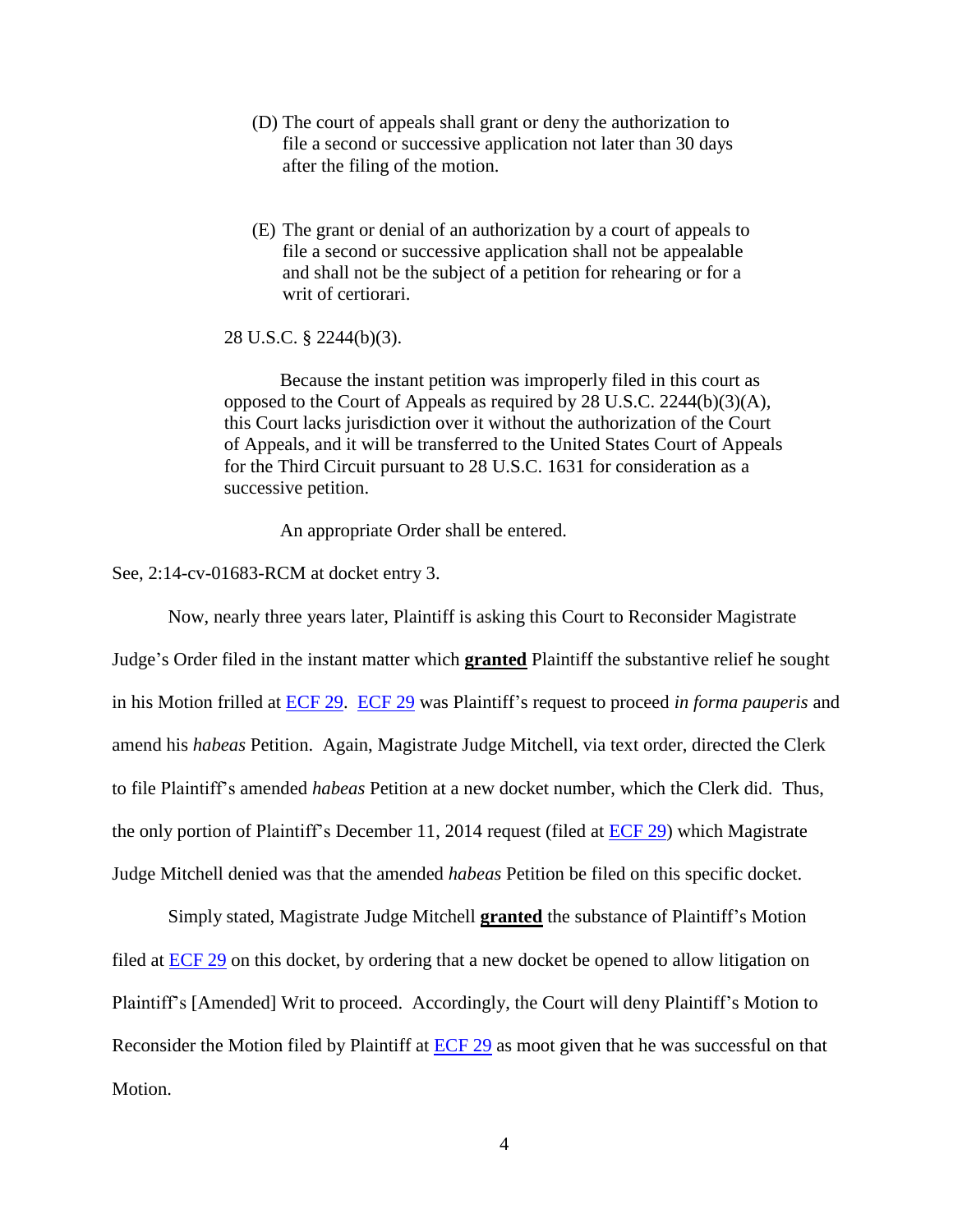> (D) The court of appeals shall grant or deny the authorization to file a second or successive application not later than 30 days after the filing of the motion.
>
> (E) The grant or denial of an authorization by a court of appeals to file a second or successive application shall not be appealable and shall not be the subject of a petition for rehearing or for a writ of certiorari.
>
> 28 U.S.C. § 2244(b)(3).
>
> Because the instant petition was improperly filed in this court as opposed to the Court of Appeals as required by 28 U.S.C. 2244(b)(3)(A), this Court lacks jurisdiction over it without the authorization of the Court of Appeals, and it will be transferred to the United States Court of Appeals for the Third Circuit pursuant to 28 U.S.C. 1631 for consideration as a successive petition.
>
> An appropriate Order shall be entered.

See, 2:14-cv-01683-RCM at docket entry 3.

Now, nearly three years later, Plaintiff is asking this Court to Reconsider Magistrate Judge's Order filed in the instant matter which **granted** Plaintiff the substantive relief he sought in his Motion frilled at ECF 29. ECF 29 was Plaintiff's request to proceed *in forma pauperis* and amend his *habeas* Petition. Again, Magistrate Judge Mitchell, via text order, directed the Clerk to file Plaintiff's amended *habeas* Petition at a new docket number, which the Clerk did. Thus, the only portion of Plaintiff's December 11, 2014 request (filed at ECF 29) which Magistrate Judge Mitchell denied was that the amended *habeas* Petition be filed on this specific docket.

Simply stated, Magistrate Judge Mitchell **granted** the substance of Plaintiff's Motion filed at ECF 29 on this docket, by ordering that a new docket be opened to allow litigation on Plaintiff's [Amended] Writ to proceed. Accordingly, the Court will deny Plaintiff's Motion to Reconsider the Motion filed by Plaintiff at ECF 29 as moot given that he was successful on that Motion.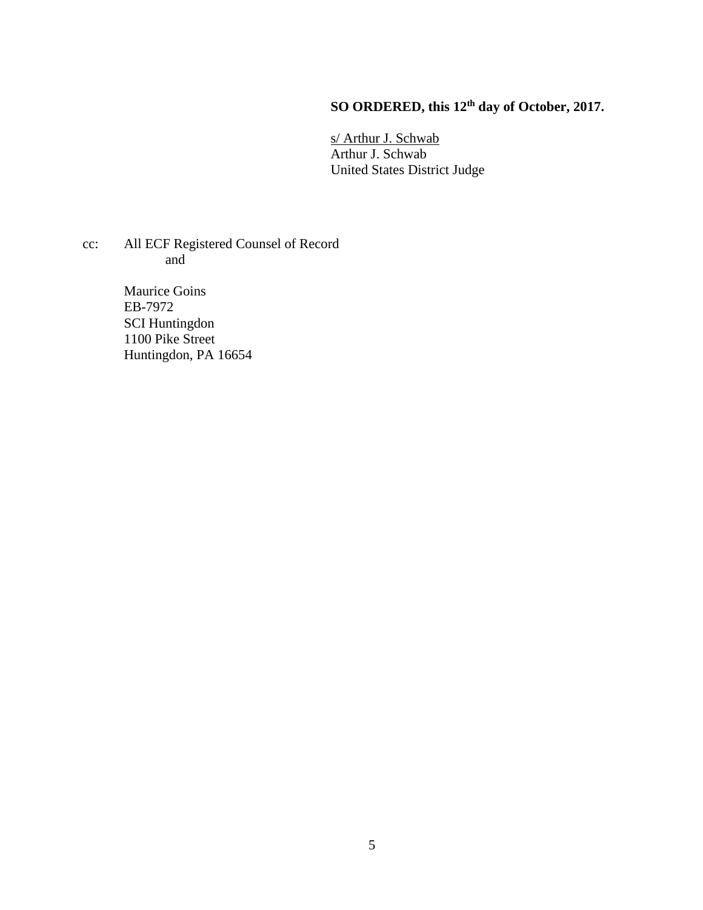**SO ORDERED, this 12th day of October, 2017.**

s/ Arthur J. Schwab
Arthur J. Schwab
United States District Judge

cc: All ECF Registered Counsel of Record
and

Maurice Goins
EB-7972
SCI Huntingdon
1100 Pike Street
Huntingdon, PA 16654